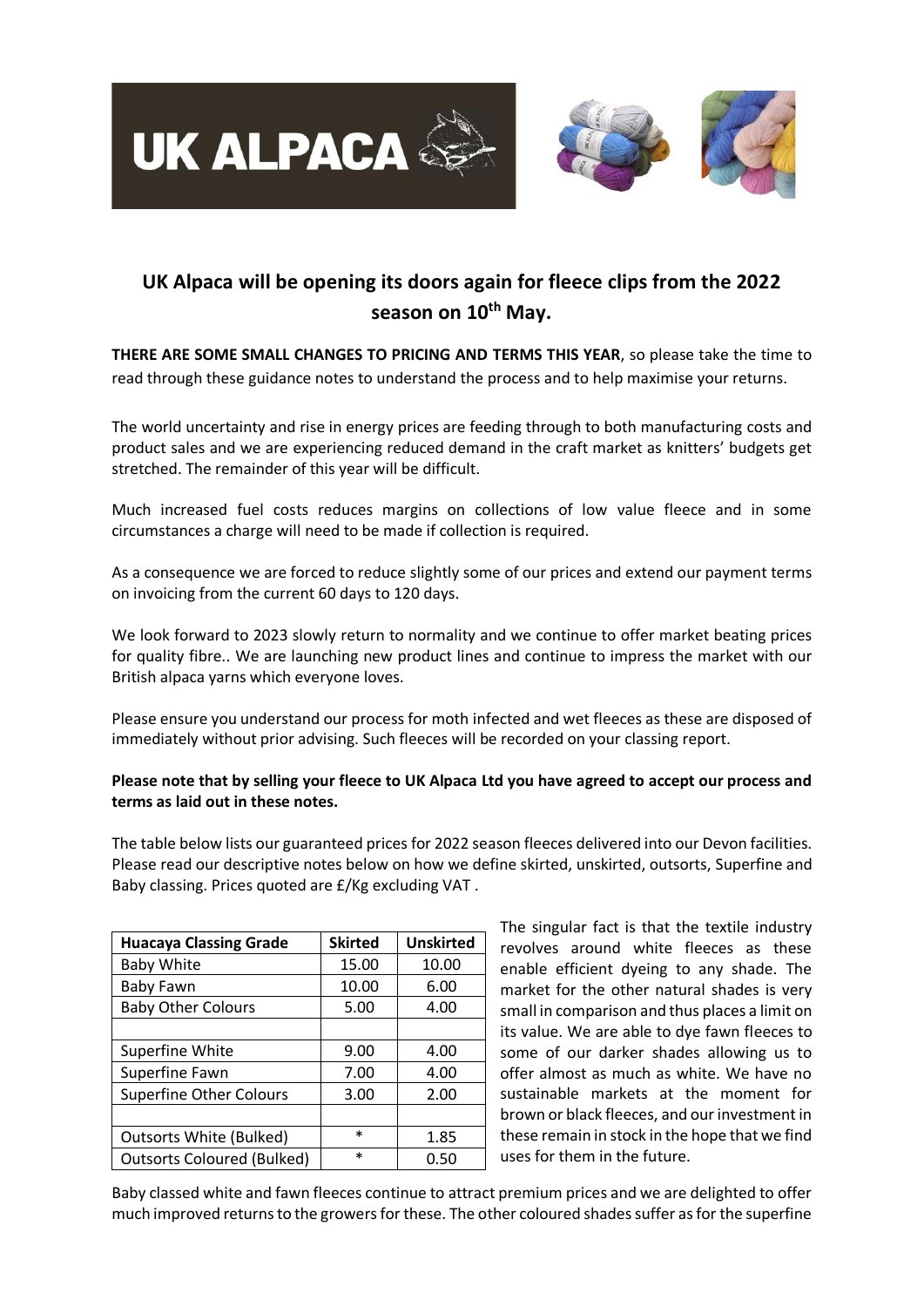# UK Alpaca will be opening its doors again for fleece clips from the 2022 season on 10th May.

**THERE ARE SOME SMALL CHANGES TO PRICING AND TERMS THIS YEAR**, so please take the time to read through these guidance notes to understand the process and to help maximise your returns.

The world uncertainty and rise in energy prices are feeding through to both manufacturing costs and product sales and we are experiencing reduced demand in the craft market as knitters' budgets get stretched. The remainder of this year will be difficult.

Much increased fuel costs reduces margins on collections of low value fleece and in some circumstances a charge will need to be made if collection is required.

As a consequence we are forced to reduce slightly some of our prices and extend our payment terms on invoicing from the current 60 days to 120 days.

We look forward to 2023 slowly return to normality and we continue to offer market beating prices for quality fibre.. We are launching new product lines and continue to impress the market with our British alpaca yarns which everyone loves.

Please ensure you understand our process for moth infected and wet fleeces as these are disposed of immediately without prior advising. Such fleeces will be recorded on your classing report.

**Please note that by selling your fleece to UK Alpaca Ltd you have agreed to accept our process and terms as laid out in these notes.**

The table below lists our guaranteed prices for 2022 season fleeces delivered into our Devon facilities. Please read our descriptive notes below on how we define skirted, unskirted, outsorts, Superfine and Baby classing. Prices quoted are £/Kg excluding VAT .

| Huacaya Classing Grade | Skirted | Unskirted |
|---|---|---|
| Baby White | 15.00 | 10.00 |
| Baby Fawn | 10.00 | 6.00 |
| Baby Other Colours | 5.00 | 4.00 |
| | | |
| Superfine White | 9.00 | 4.00 |
| Superfine Fawn | 7.00 | 4.00 |
| Superfine Other Colours | 3.00 | 2.00 |
| | | |
| Outsorts White (Bulked) | * | 1.85 |
| Outsorts Coloured (Bulked) | * | 0.50 |

The singular fact is that the textile industry revolves around white fleeces as these enable efficient dyeing to any shade. The market for the other natural shades is very small in comparison and thus places a limit on its value. We are able to dye fawn fleeces to some of our darker shades allowing us to offer almost as much as white. We have no sustainable markets at the moment for brown or black fleeces, and our investment in these remain in stock in the hope that we find uses for them in the future.

Baby classed white and fawn fleeces continue to attract premium prices and we are delighted to offer much improved returns to the growers for these. The other coloured shades suffer as for the superfine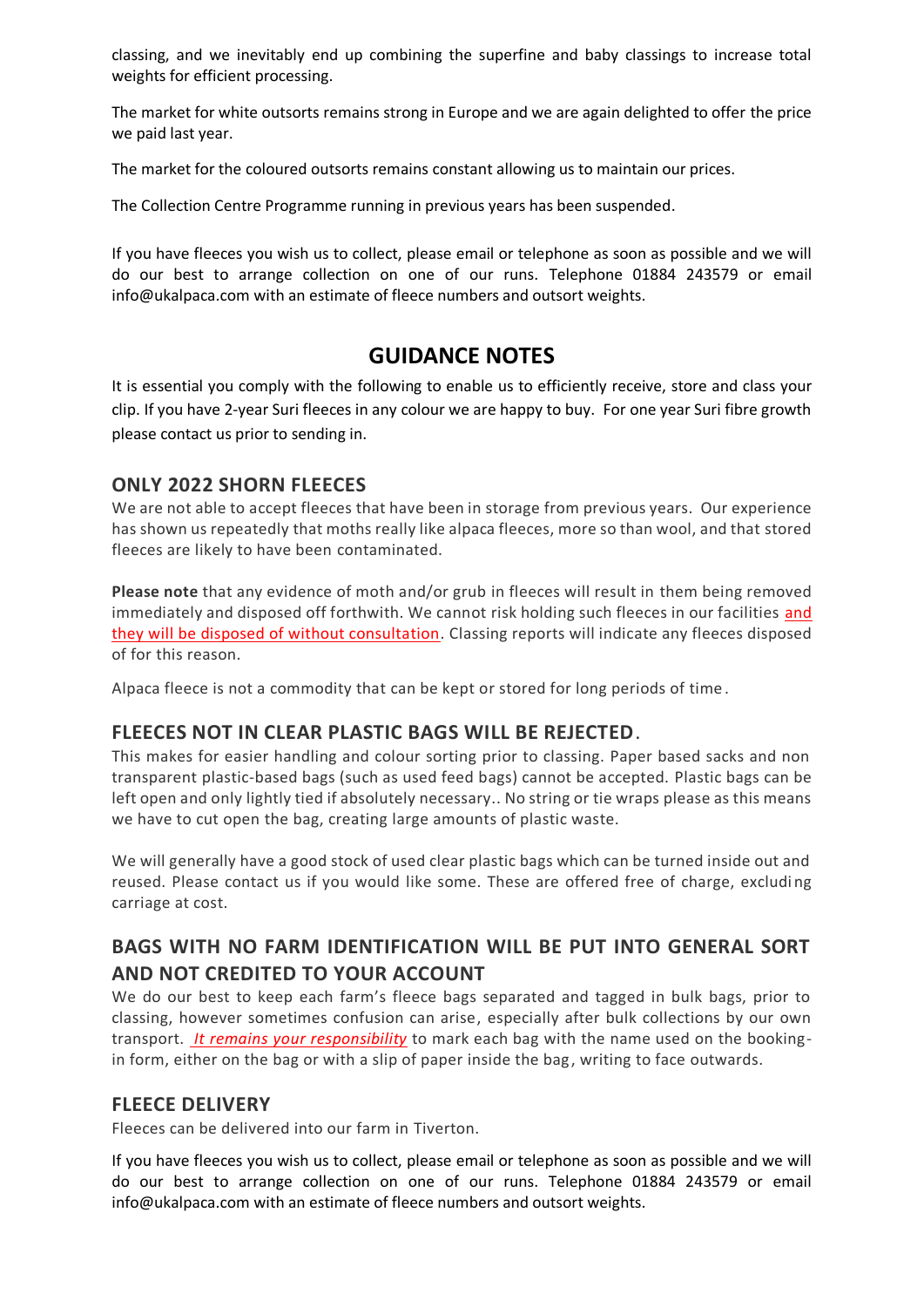classing, and we inevitably end up combining the superfine and baby classings to increase total weights for efficient processing.

The market for white outsorts remains strong in Europe and we are again delighted to offer the price we paid last year.

The market for the coloured outsorts remains constant allowing us to maintain our prices.

The Collection Centre Programme running in previous years has been suspended.

If you have fleeces you wish us to collect, please email or telephone as soon as possible and we will do our best to arrange collection on one of our runs. Telephone 01884 243579 or email info@ukalpaca.com with an estimate of fleece numbers and outsort weights.

# GUIDANCE NOTES

It is essential you comply with the following to enable us to efficiently receive, store and class your clip. If you have 2-year Suri fleeces in any colour we are happy to buy. For one year Suri fibre growth please contact us prior to sending in.

## ONLY 2022 SHORN FLEECES

We are not able to accept fleeces that have been in storage from previous years. Our experience has shown us repeatedly that moths really like alpaca fleeces, more so than wool, and that stored fleeces are likely to have been contaminated.

**Please note** that any evidence of moth and/or grub in fleeces will result in them being removed immediately and disposed off forthwith. We cannot risk holding such fleeces in our facilities and they will be disposed of without consultation. Classing reports will indicate any fleeces disposed of for this reason.

Alpaca fleece is not a commodity that can be kept or stored for long periods of time.

## FLEECES NOT IN CLEAR PLASTIC BAGS WILL BE REJECTED.

This makes for easier handling and colour sorting prior to classing. Paper based sacks and non transparent plastic-based bags (such as used feed bags) cannot be accepted. Plastic bags can be left open and only lightly tied if absolutely necessary.. No string or tie wraps please as this means we have to cut open the bag, creating large amounts of plastic waste.

We will generally have a good stock of used clear plastic bags which can be turned inside out and reused. Please contact us if you would like some. These are offered free of charge, excluding carriage at cost.

## BAGS WITH NO FARM IDENTIFICATION WILL BE PUT INTO GENERAL SORT AND NOT CREDITED TO YOUR ACCOUNT

We do our best to keep each farm's fleece bags separated and tagged in bulk bags, prior to classing, however sometimes confusion can arise, especially after bulk collections by our own transport. *It remains your responsibility* to mark each bag with the name used on the booking-in form, either on the bag or with a slip of paper inside the bag, writing to face outwards.

## FLEECE DELIVERY

Fleeces can be delivered into our farm in Tiverton.

If you have fleeces you wish us to collect, please email or telephone as soon as possible and we will do our best to arrange collection on one of our runs. Telephone 01884 243579 or email info@ukalpaca.com with an estimate of fleece numbers and outsort weights.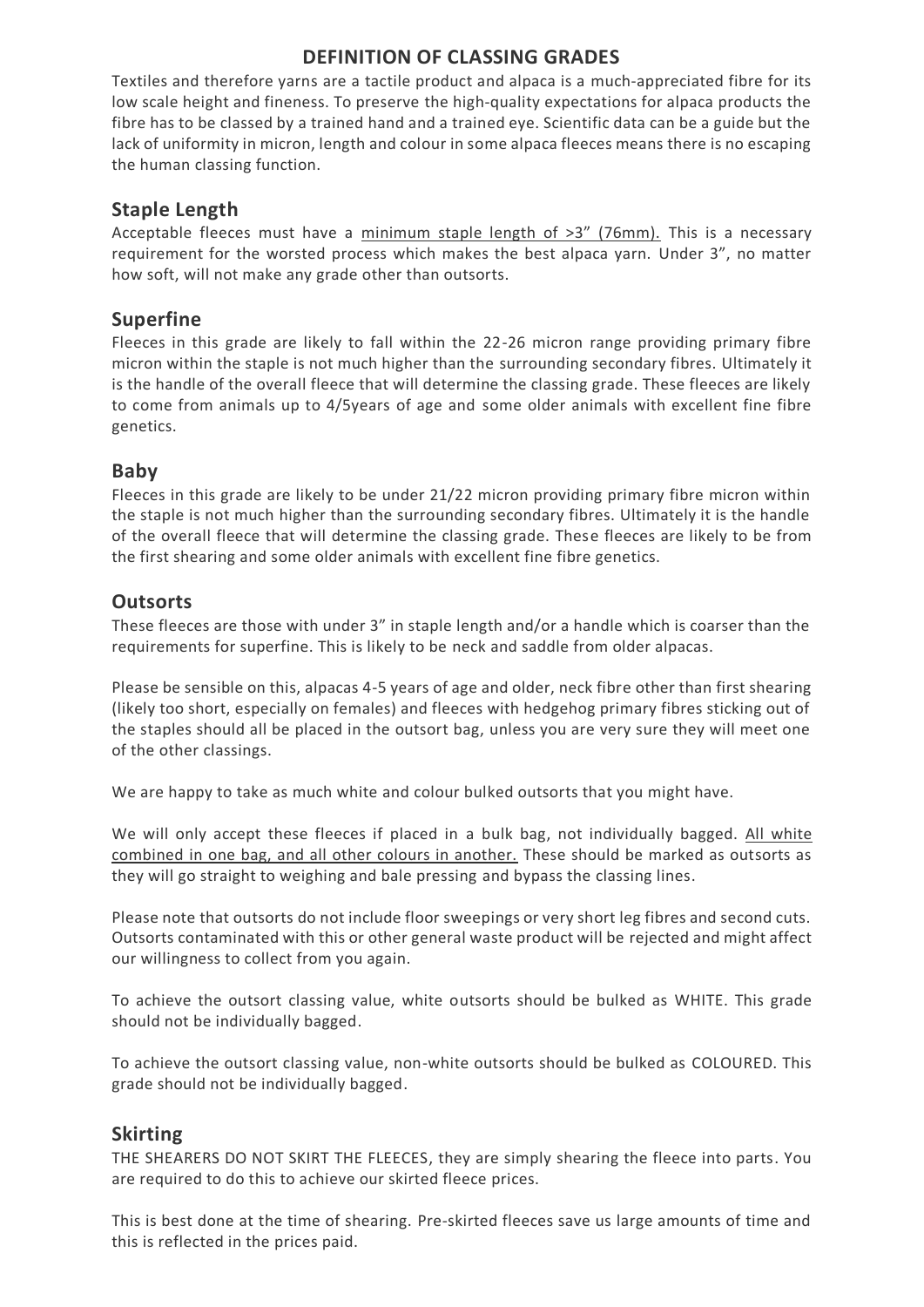# DEFINITION OF CLASSING GRADES

Textiles and therefore yarns are a tactile product and alpaca is a much-appreciated fibre for its low scale height and fineness. To preserve the high-quality expectations for alpaca products the fibre has to be classed by a trained hand and a trained eye. Scientific data can be a guide but the lack of uniformity in micron, length and colour in some alpaca fleeces means there is no escaping the human classing function.

## Staple Length

Acceptable fleeces must have a <u>minimum staple length of >3" (76mm).</u> This is a necessary requirement for the worsted process which makes the best alpaca yarn. Under 3", no matter how soft, will not make any grade other than outsorts.

## Superfine

Fleeces in this grade are likely to fall within the 22-26 micron range providing primary fibre micron within the staple is not much higher than the surrounding secondary fibres. Ultimately it is the handle of the overall fleece that will determine the classing grade. These fleeces are likely to come from animals up to 4/5years of age and some older animals with excellent fine fibre genetics.

## Baby

Fleeces in this grade are likely to be under 21/22 micron providing primary fibre micron within the staple is not much higher than the surrounding secondary fibres. Ultimately it is the handle of the overall fleece that will determine the classing grade. These fleeces are likely to be from the first shearing and some older animals with excellent fine fibre genetics.

## Outsorts

These fleeces are those with under 3" in staple length and/or a handle which is coarser than the requirements for superfine. This is likely to be neck and saddle from older alpacas.

Please be sensible on this, alpacas 4-5 years of age and older, neck fibre other than first shearing (likely too short, especially on females) and fleeces with hedgehog primary fibres sticking out of the staples should all be placed in the outsort bag, unless you are very sure they will meet one of the other classings.

We are happy to take as much white and colour bulked outsorts that you might have.

We will only accept these fleeces if placed in a bulk bag, not individually bagged. <u>All white combined in one bag, and all other colours in another.</u> These should be marked as outsorts as they will go straight to weighing and bale pressing and bypass the classing lines.

Please note that outsorts do not include floor sweepings or very short leg fibres and second cuts. Outsorts contaminated with this or other general waste product will be rejected and might affect our willingness to collect from you again.

To achieve the outsort classing value, white outsorts should be bulked as WHITE. This grade should not be individually bagged.

To achieve the outsort classing value, non-white outsorts should be bulked as COLOURED. This grade should not be individually bagged.

## Skirting

THE SHEARERS DO NOT SKIRT THE FLEECES, they are simply shearing the fleece into parts. You are required to do this to achieve our skirted fleece prices.

This is best done at the time of shearing. Pre-skirted fleeces save us large amounts of time and this is reflected in the prices paid.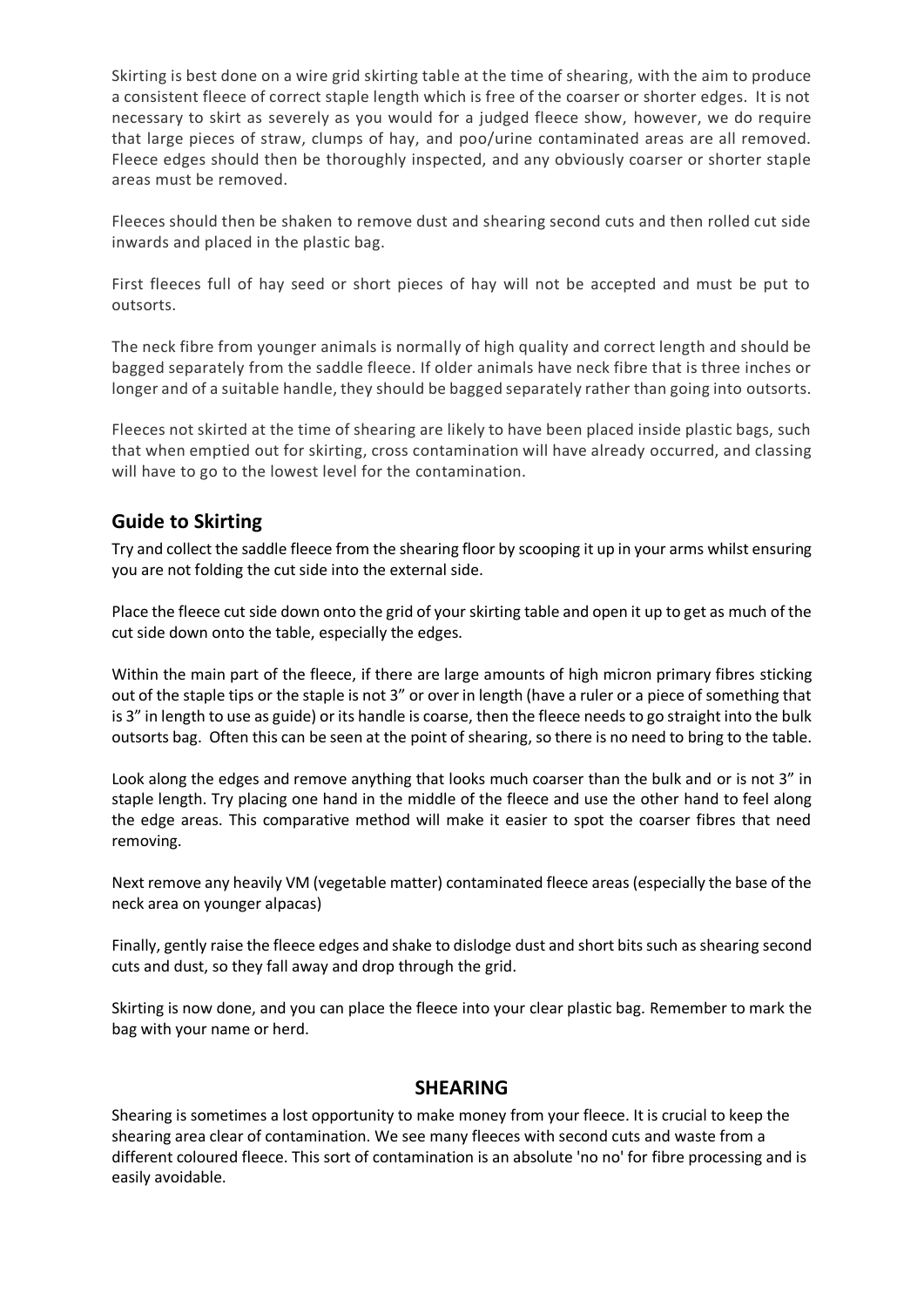Skirting is best done on a wire grid skirting table at the time of shearing, with the aim to produce a consistent fleece of correct staple length which is free of the coarser or shorter edges. It is not necessary to skirt as severely as you would for a judged fleece show, however, we do require that large pieces of straw, clumps of hay, and poo/urine contaminated areas are all removed. Fleece edges should then be thoroughly inspected, and any obviously coarser or shorter staple areas must be removed.

Fleeces should then be shaken to remove dust and shearing second cuts and then rolled cut side inwards and placed in the plastic bag.

First fleeces full of hay seed or short pieces of hay will not be accepted and must be put to outsorts.

The neck fibre from younger animals is normally of high quality and correct length and should be bagged separately from the saddle fleece. If older animals have neck fibre that is three inches or longer and of a suitable handle, they should be bagged separately rather than going into outsorts.

Fleeces not skirted at the time of shearing are likely to have been placed inside plastic bags, such that when emptied out for skirting, cross contamination will have already occurred, and classing will have to go to the lowest level for the contamination.

## Guide to Skirting

Try and collect the saddle fleece from the shearing floor by scooping it up in your arms whilst ensuring you are not folding the cut side into the external side.

Place the fleece cut side down onto the grid of your skirting table and open it up to get as much of the cut side down onto the table, especially the edges.

Within the main part of the fleece, if there are large amounts of high micron primary fibres sticking out of the staple tips or the staple is not 3" or over in length (have a ruler or a piece of something that is 3" in length to use as guide) or its handle is coarse, then the fleece needs to go straight into the bulk outsorts bag. Often this can be seen at the point of shearing, so there is no need to bring to the table.

Look along the edges and remove anything that looks much coarser than the bulk and or is not 3" in staple length. Try placing one hand in the middle of the fleece and use the other hand to feel along the edge areas. This comparative method will make it easier to spot the coarser fibres that need removing.

Next remove any heavily VM (vegetable matter) contaminated fleece areas (especially the base of the neck area on younger alpacas)

Finally, gently raise the fleece edges and shake to dislodge dust and short bits such as shearing second cuts and dust, so they fall away and drop through the grid.

Skirting is now done, and you can place the fleece into your clear plastic bag. Remember to mark the bag with your name or herd.

## SHEARING

Shearing is sometimes a lost opportunity to make money from your fleece. It is crucial to keep the shearing area clear of contamination. We see many fleeces with second cuts and waste from a different coloured fleece. This sort of contamination is an absolute 'no no' for fibre processing and is easily avoidable.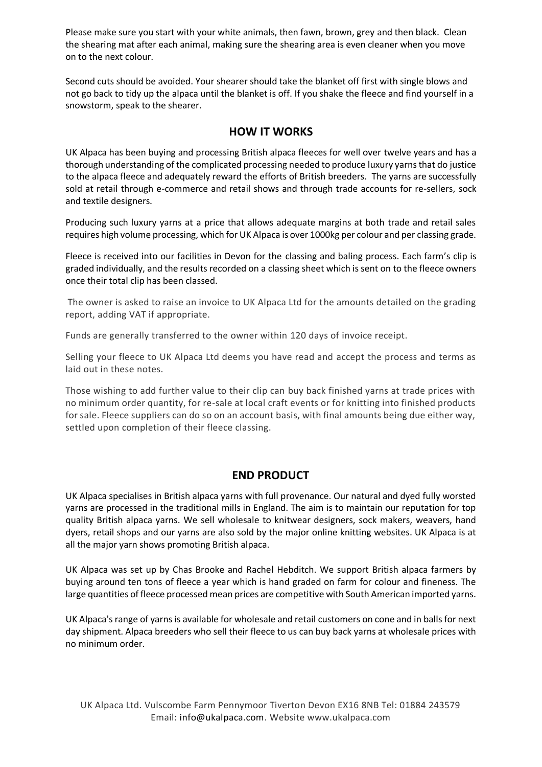Please make sure you start with your white animals, then fawn, brown, grey and then black. Clean the shearing mat after each animal, making sure the shearing area is even cleaner when you move on to the next colour.

Second cuts should be avoided. Your shearer should take the blanket off first with single blows and not go back to tidy up the alpaca until the blanket is off. If you shake the fleece and find yourself in a snowstorm, speak to the shearer.

## HOW IT WORKS

UK Alpaca has been buying and processing British alpaca fleeces for well over twelve years and has a thorough understanding of the complicated processing needed to produce luxury yarns that do justice to the alpaca fleece and adequately reward the efforts of British breeders. The yarns are successfully sold at retail through e-commerce and retail shows and through trade accounts for re-sellers, sock and textile designers.

Producing such luxury yarns at a price that allows adequate margins at both trade and retail sales requires high volume processing, which for UK Alpaca is over 1000kg per colour and per classing grade.

Fleece is received into our facilities in Devon for the classing and baling process. Each farm's clip is graded individually, and the results recorded on a classing sheet which is sent on to the fleece owners once their total clip has been classed.

The owner is asked to raise an invoice to UK Alpaca Ltd for the amounts detailed on the grading report, adding VAT if appropriate.

Funds are generally transferred to the owner within 120 days of invoice receipt.

Selling your fleece to UK Alpaca Ltd deems you have read and accept the process and terms as laid out in these notes.

Those wishing to add further value to their clip can buy back finished yarns at trade prices with no minimum order quantity, for re-sale at local craft events or for knitting into finished products for sale. Fleece suppliers can do so on an account basis, with final amounts being due either way, settled upon completion of their fleece classing.

## END PRODUCT

UK Alpaca specialises in British alpaca yarns with full provenance. Our natural and dyed fully worsted yarns are processed in the traditional mills in England. The aim is to maintain our reputation for top quality British alpaca yarns. We sell wholesale to knitwear designers, sock makers, weavers, hand dyers, retail shops and our yarns are also sold by the major online knitting websites. UK Alpaca is at all the major yarn shows promoting British alpaca.

UK Alpaca was set up by Chas Brooke and Rachel Hebditch. We support British alpaca farmers by buying around ten tons of fleece a year which is hand graded on farm for colour and fineness. The large quantities of fleece processed mean prices are competitive with South American imported yarns.

UK Alpaca's range of yarns is available for wholesale and retail customers on cone and in balls for next day shipment. Alpaca breeders who sell their fleece to us can buy back yarns at wholesale prices with no minimum order.

UK Alpaca Ltd. Vulscombe Farm Pennymoor Tiverton Devon EX16 8NB Tel: 01884 243579
Email: info@ukalpaca.com. Website www.ukalpaca.com